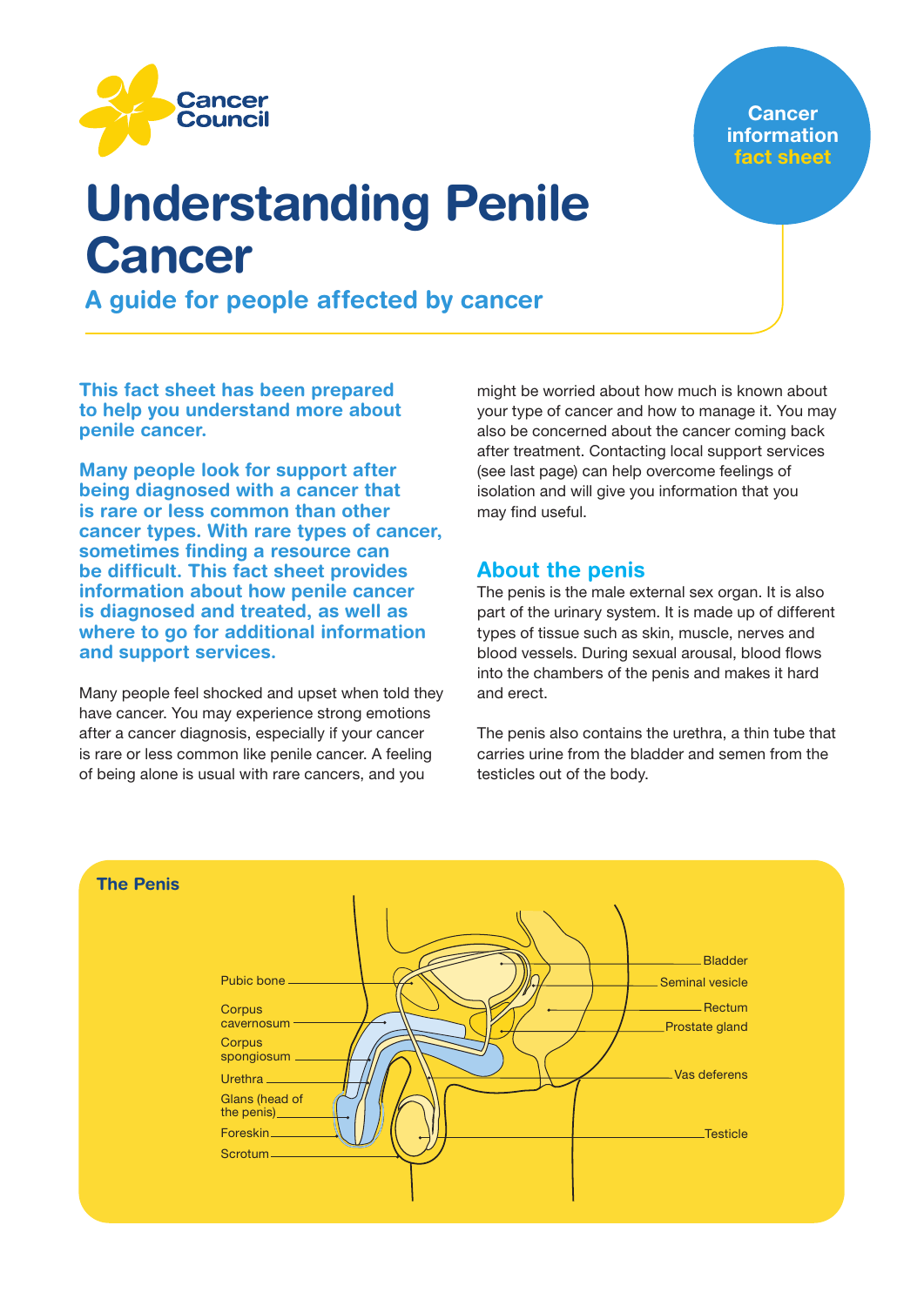Cancer Council

Cancer information fact sheet

# Understanding Penile Cancer

## A guide for people affected by cancer

**This fact sheet has been prepared to help you understand more about penile cancer.**

**Many people look for support after being diagnosed with a cancer that is rare or less common than other cancer types. With rare types of cancer, sometimes finding a resource can be difficult. This fact sheet provides information about how penile cancer is diagnosed and treated, as well as where to go for additional information and support services.**

Many people feel shocked and upset when told they have cancer. You may experience strong emotions after a cancer diagnosis, especially if your cancer is rare or less common like penile cancer. A feeling of being alone is usual with rare cancers, and you might be worried about how much is known about your type of cancer and how to manage it. You may also be concerned about the cancer coming back after treatment. Contacting local support services (see last page) can help overcome feelings of isolation and will give you information that you may find useful.

## About the penis

The penis is the male external sex organ. It is also part of the urinary system. It is made up of different types of tissue such as skin, muscle, nerves and blood vessels. During sexual arousal, blood flows into the chambers of the penis and makes it hard and erect.

The penis also contains the urethra, a thin tube that carries urine from the bladder and semen from the testicles out of the body.

**The Penis**

Pubic bone, Corpus cavernosum, Corpus spongiosum, Urethra, Glans (head of the penis), Foreskin, Scrotum, Bladder, Seminal vesicle, Rectum, Prostate gland, Vas deferens, Testicle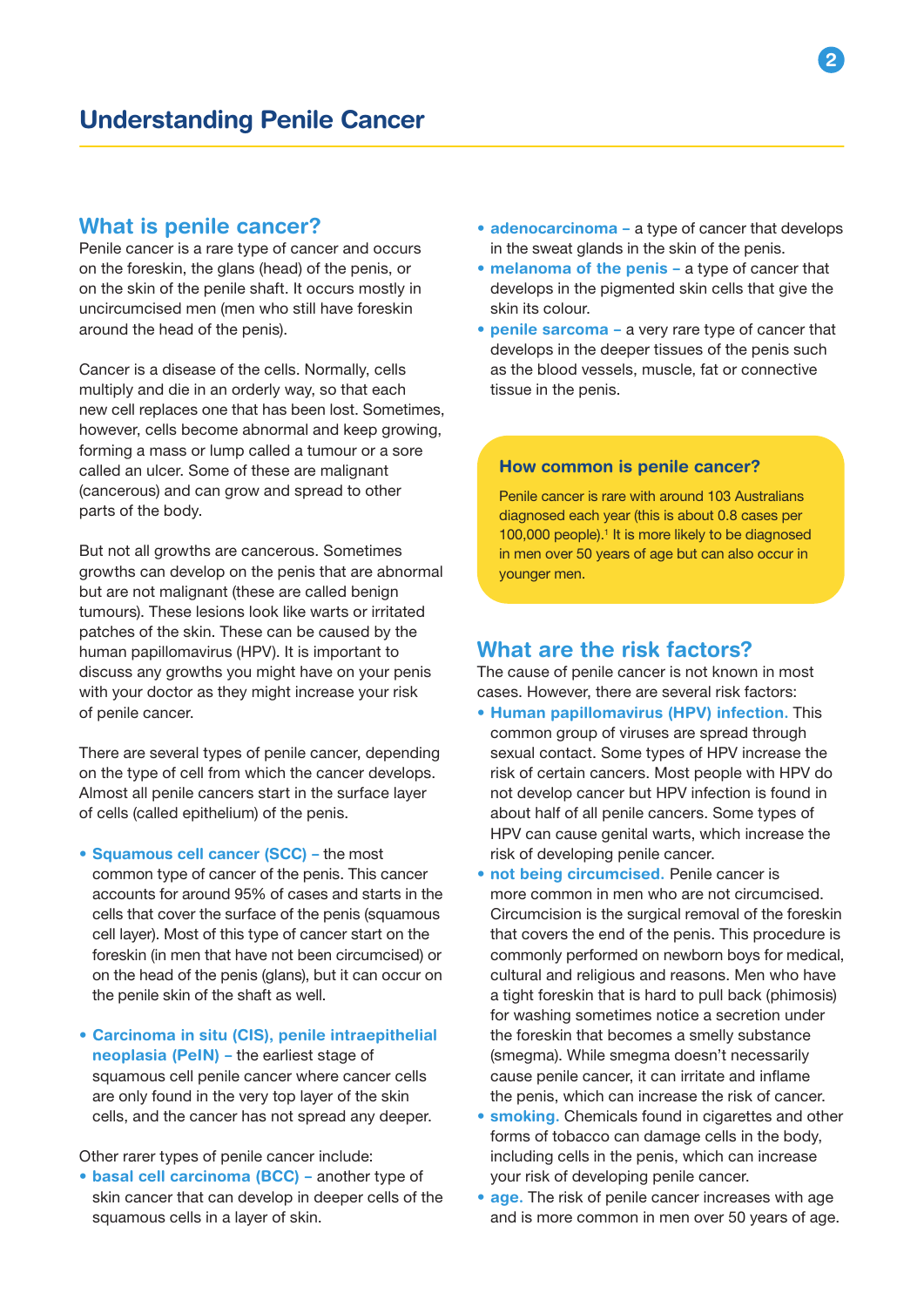# Understanding Penile Cancer

## What is penile cancer?

Penile cancer is a rare type of cancer and occurs on the foreskin, the glans (head) of the penis, or on the skin of the penile shaft. It occurs mostly in uncircumcised men (men who still have foreskin around the head of the penis).

Cancer is a disease of the cells. Normally, cells multiply and die in an orderly way, so that each new cell replaces one that has been lost. Sometimes, however, cells become abnormal and keep growing, forming a mass or lump called a tumour or a sore called an ulcer. Some of these are malignant (cancerous) and can grow and spread to other parts of the body.

But not all growths are cancerous. Sometimes growths can develop on the penis that are abnormal but are not malignant (these are called benign tumours). These lesions look like warts or irritated patches of the skin. These can be caused by the human papillomavirus (HPV). It is important to discuss any growths you might have on your penis with your doctor as they might increase your risk of penile cancer.

There are several types of penile cancer, depending on the type of cell from which the cancer develops. Almost all penile cancers start in the surface layer of cells (called epithelium) of the penis.

- **Squamous cell cancer (SCC)** – the most common type of cancer of the penis. This cancer accounts for around 95% of cases and starts in the cells that cover the surface of the penis (squamous cell layer). Most of this type of cancer start on the foreskin (in men that have not been circumcised) or on the head of the penis (glans), but it can occur on the penile skin of the shaft as well.

- **Carcinoma in situ (CIS), penile intraepithelial neoplasia (PeIN)** – the earliest stage of squamous cell penile cancer where cancer cells are only found in the very top layer of the skin cells, and the cancer has not spread any deeper.

Other rarer types of penile cancer include:

- **basal cell carcinoma (BCC)** – another type of skin cancer that can develop in deeper cells of the squamous cells in a layer of skin.
- **adenocarcinoma** – a type of cancer that develops in the sweat glands in the skin of the penis.
- **melanoma of the penis** – a type of cancer that develops in the pigmented skin cells that give the skin its colour.
- **penile sarcoma** – a very rare type of cancer that develops in the deeper tissues of the penis such as the blood vessels, muscle, fat or connective tissue in the penis.

### How common is penile cancer?

Penile cancer is rare with around 103 Australians diagnosed each year (this is about 0.8 cases per 100,000 people).[1] It is more likely to be diagnosed in men over 50 years of age but can also occur in younger men.

## What are the risk factors?

The cause of penile cancer is not known in most cases. However, there are several risk factors:

- **Human papillomavirus (HPV) infection.** This common group of viruses are spread through sexual contact. Some types of HPV increase the risk of certain cancers. Most people with HPV do not develop cancer but HPV infection is found in about half of all penile cancers. Some types of HPV can cause genital warts, which increase the risk of developing penile cancer.
- **not being circumcised.** Penile cancer is more common in men who are not circumcised. Circumcision is the surgical removal of the foreskin that covers the end of the penis. This procedure is commonly performed on newborn boys for medical, cultural and religious and reasons. Men who have a tight foreskin that is hard to pull back (phimosis) for washing sometimes notice a secretion under the foreskin that becomes a smelly substance (smegma). While smegma doesn't necessarily cause penile cancer, it can irritate and inflame the penis, which can increase the risk of cancer.
- **smoking.** Chemicals found in cigarettes and other forms of tobacco can damage cells in the body, including cells in the penis, which can increase your risk of developing penile cancer.
- **age.** The risk of penile cancer increases with age and is more common in men over 50 years of age.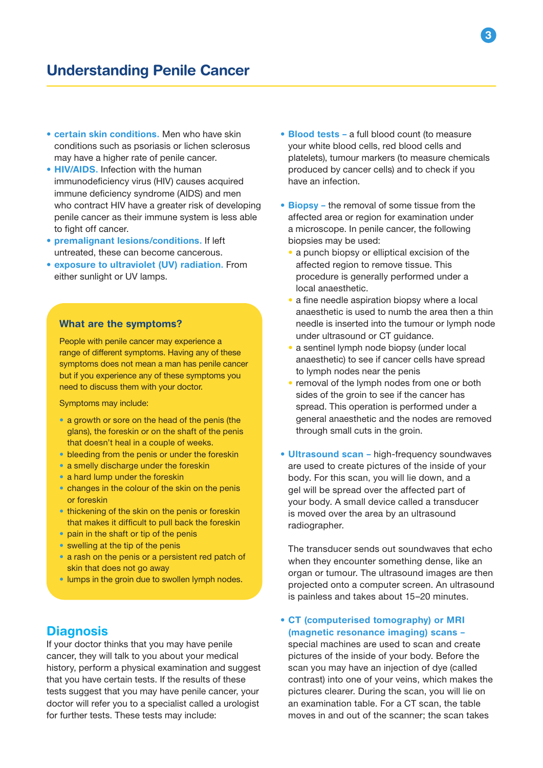- **certain skin conditions.** Men who have skin conditions such as psoriasis or lichen sclerosus may have a higher rate of penile cancer.
- **HIV/AIDS.** Infection with the human immunodeficiency virus (HIV) causes acquired immune deficiency syndrome (AIDS) and men who contract HIV have a greater risk of developing penile cancer as their immune system is less able to fight off cancer.
- **premalignant lesions/conditions.** If left untreated, these can become cancerous.
- **exposure to ultraviolet (UV) radiation.** From either sunlight or UV lamps.

### What are the symptoms?

People with penile cancer may experience a range of different symptoms. Having any of these symptoms does not mean a man has penile cancer but if you experience any of these symptoms you need to discuss them with your doctor.

Symptoms may include:

- a growth or sore on the head of the penis (the glans), the foreskin or on the shaft of the penis that doesn't heal in a couple of weeks.
- bleeding from the penis or under the foreskin
- a smelly discharge under the foreskin
- a hard lump under the foreskin
- changes in the colour of the skin on the penis or foreskin
- thickening of the skin on the penis or foreskin that makes it difficult to pull back the foreskin
- pain in the shaft or tip of the penis
- swelling at the tip of the penis
- a rash on the penis or a persistent red patch of skin that does not go away
- lumps in the groin due to swollen lymph nodes.

## Diagnosis

If your doctor thinks that you may have penile cancer, they will talk to you about your medical history, perform a physical examination and suggest that you have certain tests. If the results of these tests suggest that you may have penile cancer, your doctor will refer you to a specialist called a urologist for further tests. These tests may include:

- **Blood tests –** a full blood count (to measure your white blood cells, red blood cells and platelets), tumour markers (to measure chemicals produced by cancer cells) and to check if you have an infection.

- **Biopsy –** the removal of some tissue from the affected area or region for examination under a microscope. In penile cancer, the following biopsies may be used:
  - a punch biopsy or elliptical excision of the affected region to remove tissue. This procedure is generally performed under a local anaesthetic.
  - a fine needle aspiration biopsy where a local anaesthetic is used to numb the area then a thin needle is inserted into the tumour or lymph node under ultrasound or CT guidance.
  - a sentinel lymph node biopsy (under local anaesthetic) to see if cancer cells have spread to lymph nodes near the penis
  - removal of the lymph nodes from one or both sides of the groin to see if the cancer has spread. This operation is performed under a general anaesthetic and the nodes are removed through small cuts in the groin.

- **Ultrasound scan –** high-frequency soundwaves are used to create pictures of the inside of your body. For this scan, you will lie down, and a gel will be spread over the affected part of your body. A small device called a transducer is moved over the area by an ultrasound radiographer.

  The transducer sends out soundwaves that echo when they encounter something dense, like an organ or tumour. The ultrasound images are then projected onto a computer screen. An ultrasound is painless and takes about 15–20 minutes.

- **CT (computerised tomography) or MRI (magnetic resonance imaging) scans –** special machines are used to scan and create pictures of the inside of your body. Before the scan you may have an injection of dye (called contrast) into one of your veins, which makes the pictures clearer. During the scan, you will lie on an examination table. For a CT scan, the table moves in and out of the scanner; the scan takes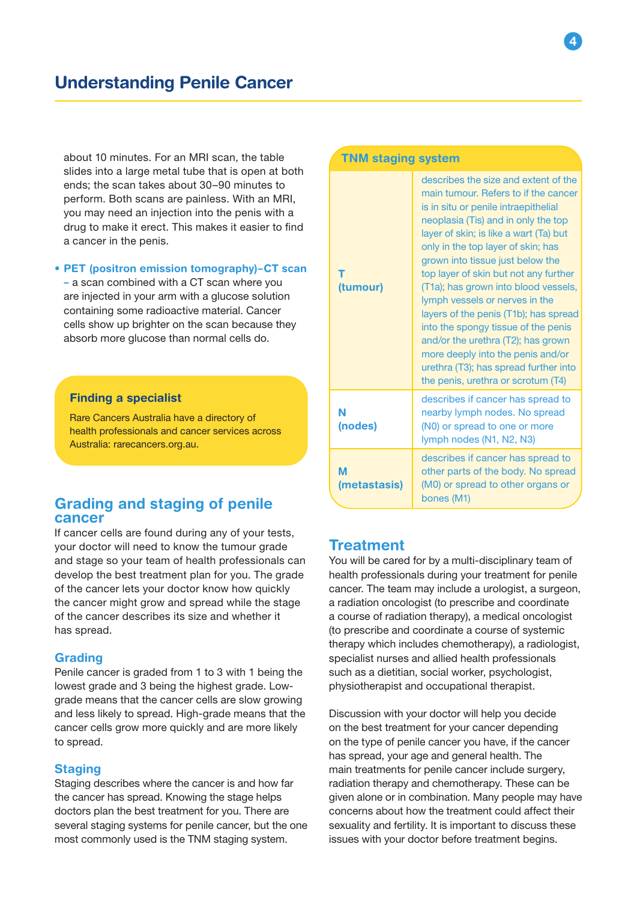about 10 minutes. For an MRI scan, the table slides into a large metal tube that is open at both ends; the scan takes about 30–90 minutes to perform. Both scans are painless. With an MRI, you may need an injection into the penis with a drug to make it erect. This makes it easier to find a cancer in the penis.

- **PET (positron emission tomography)–CT scan** – a scan combined with a CT scan where you are injected in your arm with a glucose solution containing some radioactive material. Cancer cells show up brighter on the scan because they absorb more glucose than normal cells do.

**Finding a specialist**

Rare Cancers Australia have a directory of health professionals and cancer services across Australia: rarecancers.org.au.

## Grading and staging of penile cancer

If cancer cells are found during any of your tests, your doctor will need to know the tumour grade and stage so your team of health professionals can develop the best treatment plan for you. The grade of the cancer lets your doctor know how quickly the cancer might grow and spread while the stage of the cancer describes its size and whether it has spread.

### Grading

Penile cancer is graded from 1 to 3 with 1 being the lowest grade and 3 being the highest grade. Low-grade means that the cancer cells are slow growing and less likely to spread. High-grade means that the cancer cells grow more quickly and are more likely to spread.

### Staging

Staging describes where the cancer is and how far the cancer has spread. Knowing the stage helps doctors plan the best treatment for you. There are several staging systems for penile cancer, but the one most commonly used is the TNM staging system.

| TNM staging system | |
|---|---|
| **T (tumour)** | describes the size and extent of the main tumour. Refers to if the cancer is in situ or penile intraepithelial neoplasia (Tis) and in only the top layer of skin; is like a wart (Ta) but only in the top layer of skin; has grown into tissue just below the top layer of skin but not any further (T1a); has grown into blood vessels, lymph vessels or nerves in the layers of the penis (T1b); has spread into the spongy tissue of the penis and/or the urethra (T2); has grown more deeply into the penis and/or urethra (T3); has spread further into the penis, urethra or scrotum (T4) |
| **N (nodes)** | describes if cancer has spread to nearby lymph nodes. No spread (N0) or spread to one or more lymph nodes (N1, N2, N3) |
| **M (metastasis)** | describes if cancer has spread to other parts of the body. No spread (M0) or spread to other organs or bones (M1) |

## Treatment

You will be cared for by a multi-disciplinary team of health professionals during your treatment for penile cancer. The team may include a urologist, a surgeon, a radiation oncologist (to prescribe and coordinate a course of radiation therapy), a medical oncologist (to prescribe and coordinate a course of systemic therapy which includes chemotherapy), a radiologist, specialist nurses and allied health professionals such as a dietitian, social worker, psychologist, physiotherapist and occupational therapist.

Discussion with your doctor will help you decide on the best treatment for your cancer depending on the type of penile cancer you have, if the cancer has spread, your age and general health. The main treatments for penile cancer include surgery, radiation therapy and chemotherapy. These can be given alone or in combination. Many people may have concerns about how the treatment could affect their sexuality and fertility. It is important to discuss these issues with your doctor before treatment begins.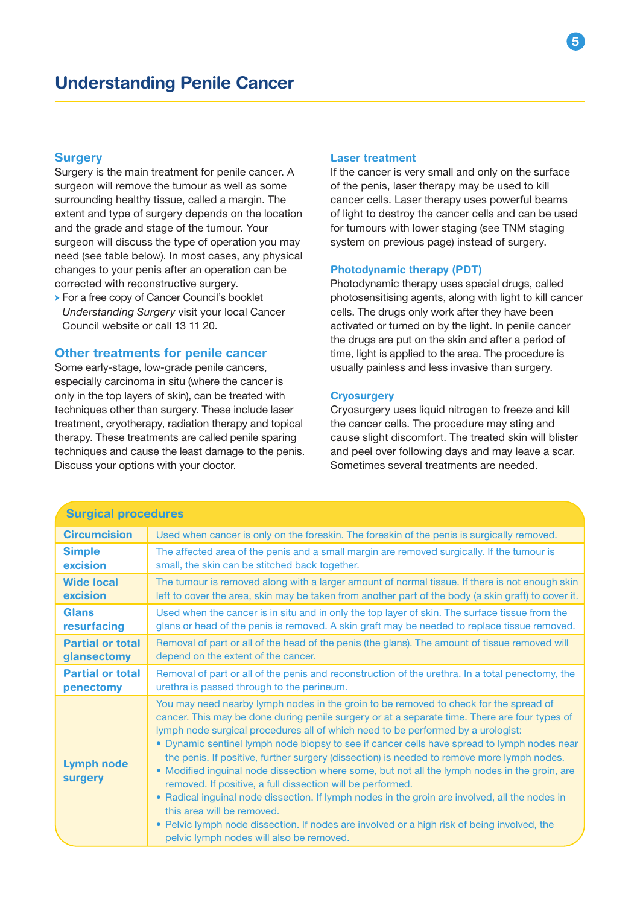# Understanding Penile Cancer

## Surgery

Surgery is the main treatment for penile cancer. A surgeon will remove the tumour as well as some surrounding healthy tissue, called a margin. The extent and type of surgery depends on the location and the grade and stage of the tumour. Your surgeon will discuss the type of operation you may need (see table below). In most cases, any physical changes to your penis after an operation can be corrected with reconstructive surgery.

- For a free copy of Cancer Council's booklet *Understanding Surgery* visit your local Cancer Council website or call 13 11 20.

## Other treatments for penile cancer

Some early-stage, low-grade penile cancers, especially carcinoma in situ (where the cancer is only in the top layers of skin), can be treated with techniques other than surgery. These include laser treatment, cryotherapy, radiation therapy and topical therapy. These treatments are called penile sparing techniques and cause the least damage to the penis. Discuss your options with your doctor.

### Laser treatment

If the cancer is very small and only on the surface of the penis, laser therapy may be used to kill cancer cells. Laser therapy uses powerful beams of light to destroy the cancer cells and can be used for tumours with lower staging (see TNM staging system on previous page) instead of surgery.

### Photodynamic therapy (PDT)

Photodynamic therapy uses special drugs, called photosensitising agents, along with light to kill cancer cells. The drugs only work after they have been activated or turned on by the light. In penile cancer the drugs are put on the skin and after a period of time, light is applied to the area. The procedure is usually painless and less invasive than surgery.

### Cryosurgery

Cryosurgery uses liquid nitrogen to freeze and kill the cancer cells. The procedure may sting and cause slight discomfort. The treated skin will blister and peel over following days and may leave a scar. Sometimes several treatments are needed.

| Surgical procedures | |
|---|---|
| **Circumcision** | Used when cancer is only on the foreskin. The foreskin of the penis is surgically removed. |
| **Simple excision** | The affected area of the penis and a small margin are removed surgically. If the tumour is small, the skin can be stitched back together. |
| **Wide local excision** | The tumour is removed along with a larger amount of normal tissue. If there is not enough skin left to cover the area, skin may be taken from another part of the body (a skin graft) to cover it. |
| **Glans resurfacing** | Used when the cancer is in situ and in only the top layer of skin. The surface tissue from the glans or head of the penis is removed. A skin graft may be needed to replace tissue removed. |
| **Partial or total glansectomy** | Removal of part or all of the head of the penis (the glans). The amount of tissue removed will depend on the extent of the cancer. |
| **Partial or total penectomy** | Removal of part or all of the penis and reconstruction of the urethra. In a total penectomy, the urethra is passed through to the perineum. |
| **Lymph node surgery** | You may need nearby lymph nodes in the groin to be removed to check for the spread of cancer. This may be done during penile surgery or at a separate time. There are four types of lymph node surgical procedures all of which need to be performed by a urologist:<br>• Dynamic sentinel lymph node biopsy to see if cancer cells have spread to lymph nodes near the penis. If positive, further surgery (dissection) is needed to remove more lymph nodes.<br>• Modified inguinal node dissection where some, but not all the lymph nodes in the groin, are removed. If positive, a full dissection will be performed.<br>• Radical inguinal node dissection. If lymph nodes in the groin are involved, all the nodes in this area will be removed.<br>• Pelvic lymph node dissection. If nodes are involved or a high risk of being involved, the pelvic lymph nodes will also be removed. |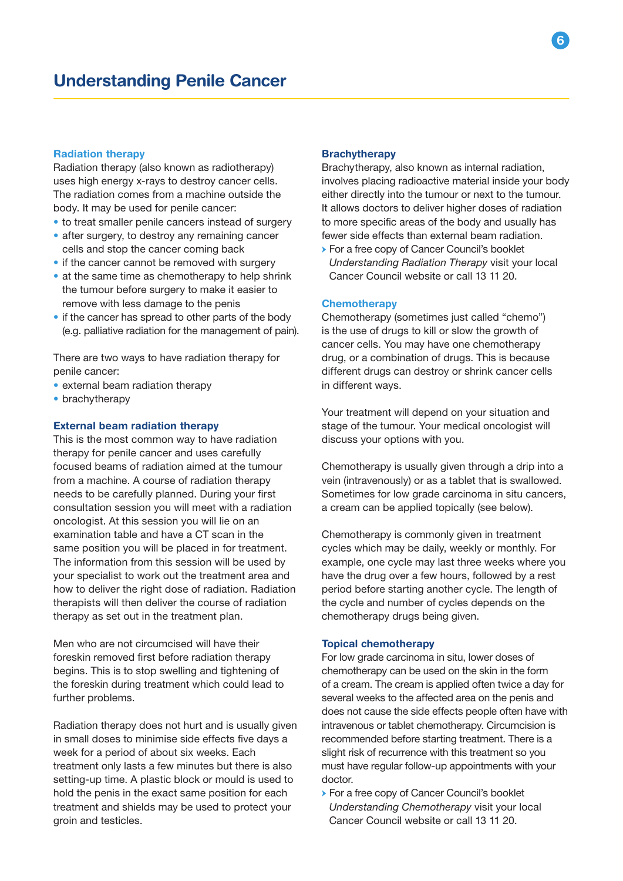## Radiation therapy

Radiation therapy (also known as radiotherapy) uses high energy x-rays to destroy cancer cells. The radiation comes from a machine outside the body. It may be used for penile cancer:

- to treat smaller penile cancers instead of surgery
- after surgery, to destroy any remaining cancer cells and stop the cancer coming back
- if the cancer cannot be removed with surgery
- at the same time as chemotherapy to help shrink the tumour before surgery to make it easier to remove with less damage to the penis
- if the cancer has spread to other parts of the body (e.g. palliative radiation for the management of pain).

There are two ways to have radiation therapy for penile cancer:

- external beam radiation therapy
- brachytherapy

### External beam radiation therapy

This is the most common way to have radiation therapy for penile cancer and uses carefully focused beams of radiation aimed at the tumour from a machine. A course of radiation therapy needs to be carefully planned. During your first consultation session you will meet with a radiation oncologist. At this session you will lie on an examination table and have a CT scan in the same position you will be placed in for treatment. The information from this session will be used by your specialist to work out the treatment area and how to deliver the right dose of radiation. Radiation therapists will then deliver the course of radiation therapy as set out in the treatment plan.

Men who are not circumcised will have their foreskin removed first before radiation therapy begins. This is to stop swelling and tightening of the foreskin during treatment which could lead to further problems.

Radiation therapy does not hurt and is usually given in small doses to minimise side effects five days a week for a period of about six weeks. Each treatment only lasts a few minutes but there is also setting-up time. A plastic block or mould is used to hold the penis in the exact same position for each treatment and shields may be used to protect your groin and testicles.

### Brachytherapy

Brachytherapy, also known as internal radiation, involves placing radioactive material inside your body either directly into the tumour or next to the tumour. It allows doctors to deliver higher doses of radiation to more specific areas of the body and usually has fewer side effects than external beam radiation.

- For a free copy of Cancer Council's booklet *Understanding Radiation Therapy* visit your local Cancer Council website or call 13 11 20.

## Chemotherapy

Chemotherapy (sometimes just called "chemo") is the use of drugs to kill or slow the growth of cancer cells. You may have one chemotherapy drug, or a combination of drugs. This is because different drugs can destroy or shrink cancer cells in different ways.

Your treatment will depend on your situation and stage of the tumour. Your medical oncologist will discuss your options with you.

Chemotherapy is usually given through a drip into a vein (intravenously) or as a tablet that is swallowed. Sometimes for low grade carcinoma in situ cancers, a cream can be applied topically (see below).

Chemotherapy is commonly given in treatment cycles which may be daily, weekly or monthly. For example, one cycle may last three weeks where you have the drug over a few hours, followed by a rest period before starting another cycle. The length of the cycle and number of cycles depends on the chemotherapy drugs being given.

### Topical chemotherapy

For low grade carcinoma in situ, lower doses of chemotherapy can be used on the skin in the form of a cream. The cream is applied often twice a day for several weeks to the affected area on the penis and does not cause the side effects people often have with intravenous or tablet chemotherapy. Circumcision is recommended before starting treatment. There is a slight risk of recurrence with this treatment so you must have regular follow-up appointments with your doctor.

- For a free copy of Cancer Council's booklet *Understanding Chemotherapy* visit your local Cancer Council website or call 13 11 20.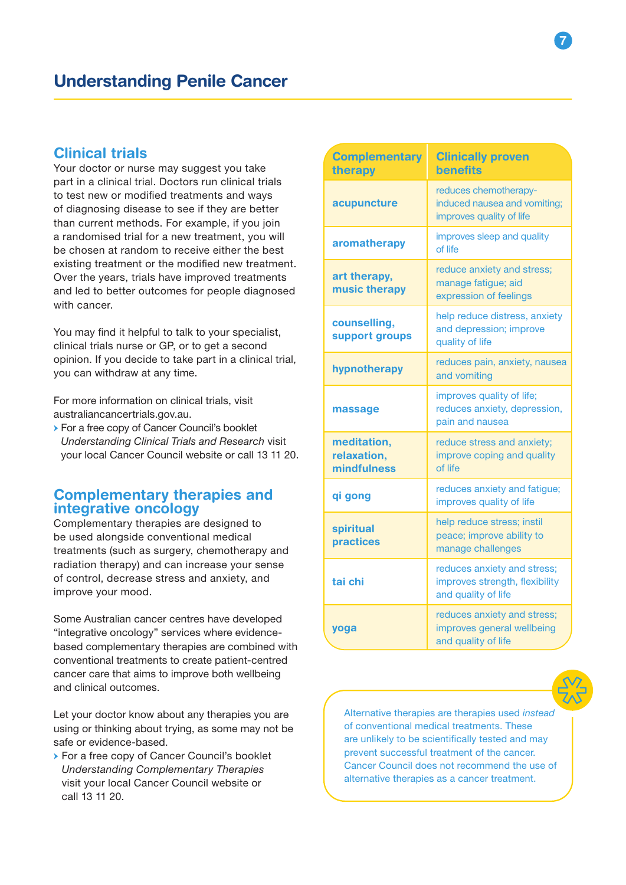## Clinical trials

Your doctor or nurse may suggest you take part in a clinical trial. Doctors run clinical trials to test new or modified treatments and ways of diagnosing disease to see if they are better than current methods. For example, if you join a randomised trial for a new treatment, you will be chosen at random to receive either the best existing treatment or the modified new treatment. Over the years, trials have improved treatments and led to better outcomes for people diagnosed with cancer.

You may find it helpful to talk to your specialist, clinical trials nurse or GP, or to get a second opinion. If you decide to take part in a clinical trial, you can withdraw at any time.

For more information on clinical trials, visit australiancancertrials.gov.au.

- For a free copy of Cancer Council's booklet *Understanding Clinical Trials and Research* visit your local Cancer Council website or call 13 11 20.

## Complementary therapies and integrative oncology

Complementary therapies are designed to be used alongside conventional medical treatments (such as surgery, chemotherapy and radiation therapy) and can increase your sense of control, decrease stress and anxiety, and improve your mood.

Some Australian cancer centres have developed "integrative oncology" services where evidence-based complementary therapies are combined with conventional treatments to create patient-centred cancer care that aims to improve both wellbeing and clinical outcomes.

Let your doctor know about any therapies you are using or thinking about trying, as some may not be safe or evidence-based.

- For a free copy of Cancer Council's booklet *Understanding Complementary Therapies* visit your local Cancer Council website or call 13 11 20.

| Complementary therapy | Clinically proven benefits |
|---|---|
| acupuncture | reduces chemotherapy-induced nausea and vomiting; improves quality of life |
| aromatherapy | improves sleep and quality of life |
| art therapy, music therapy | reduce anxiety and stress; manage fatigue; aid expression of feelings |
| counselling, support groups | help reduce distress, anxiety and depression; improve quality of life |
| hypnotherapy | reduces pain, anxiety, nausea and vomiting |
| massage | improves quality of life; reduces anxiety, depression, pain and nausea |
| meditation, relaxation, mindfulness | reduce stress and anxiety; improve coping and quality of life |
| qi gong | reduces anxiety and fatigue; improves quality of life |
| spiritual practices | help reduce stress; instil peace; improve ability to manage challenges |
| tai chi | reduces anxiety and stress; improves strength, flexibility and quality of life |
| yoga | reduces anxiety and stress; improves general wellbeing and quality of life |

Alternative therapies are therapies used *instead* of conventional medical treatments. These are unlikely to be scientifically tested and may prevent successful treatment of the cancer. Cancer Council does not recommend the use of alternative therapies as a cancer treatment.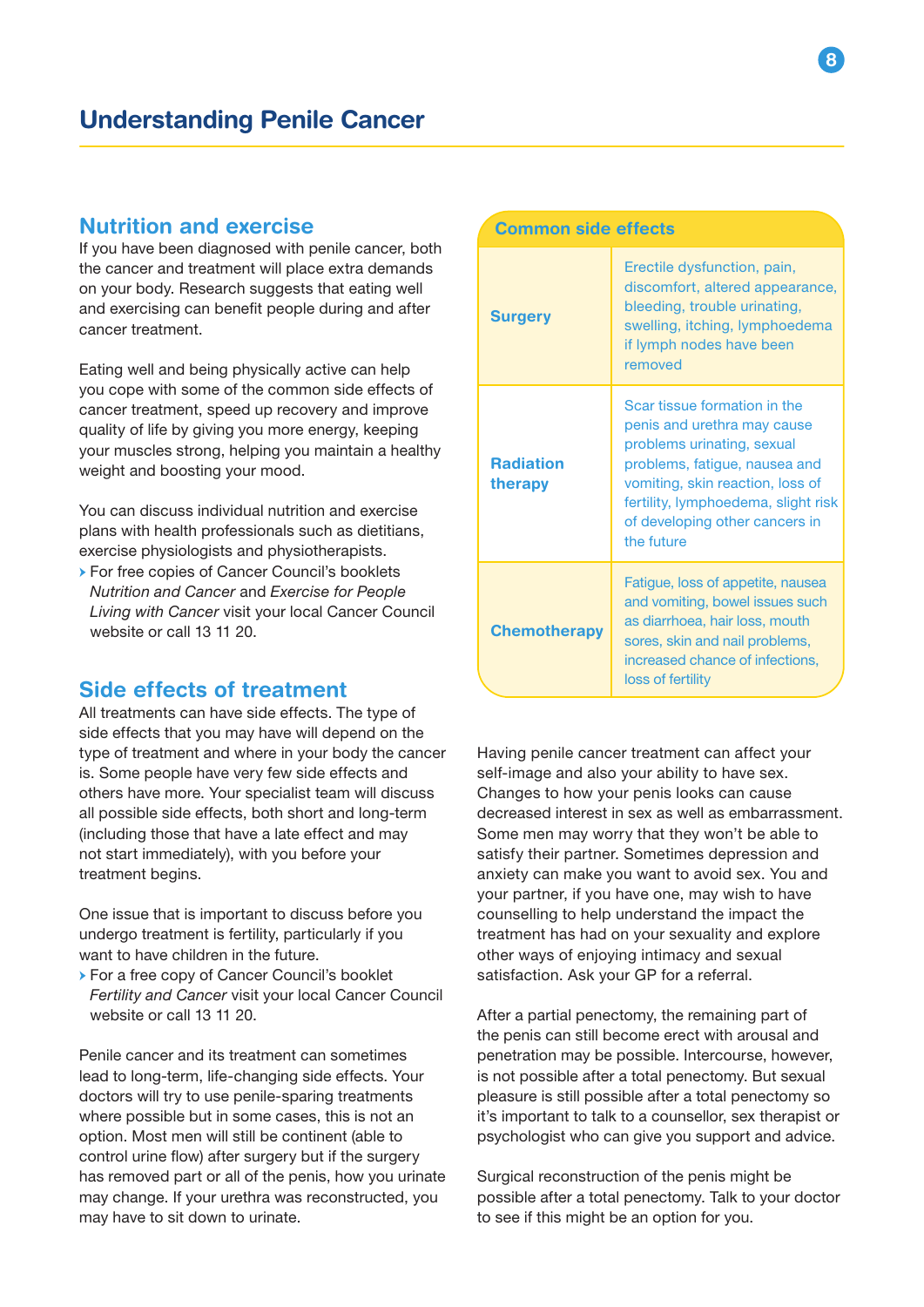## Nutrition and exercise

If you have been diagnosed with penile cancer, both the cancer and treatment will place extra demands on your body. Research suggests that eating well and exercising can benefit people during and after cancer treatment.

Eating well and being physically active can help you cope with some of the common side effects of cancer treatment, speed up recovery and improve quality of life by giving you more energy, keeping your muscles strong, helping you maintain a healthy weight and boosting your mood.

You can discuss individual nutrition and exercise plans with health professionals such as dietitians, exercise physiologists and physiotherapists.

- For free copies of Cancer Council's booklets *Nutrition and Cancer* and *Exercise for People Living with Cancer* visit your local Cancer Council website or call 13 11 20.

## Side effects of treatment

All treatments can have side effects. The type of side effects that you may have will depend on the type of treatment and where in your body the cancer is. Some people have very few side effects and others have more. Your specialist team will discuss all possible side effects, both short and long-term (including those that have a late effect and may not start immediately), with you before your treatment begins.

One issue that is important to discuss before you undergo treatment is fertility, particularly if you want to have children in the future.

- For a free copy of Cancer Council's booklet *Fertility and Cancer* visit your local Cancer Council website or call 13 11 20.

Penile cancer and its treatment can sometimes lead to long-term, life-changing side effects. Your doctors will try to use penile-sparing treatments where possible but in some cases, this is not an option. Most men will still be continent (able to control urine flow) after surgery but if the surgery has removed part or all of the penis, how you urinate may change. If your urethra was reconstructed, you may have to sit down to urinate.

| Common side effects | |
|---|---|
| **Surgery** | Erectile dysfunction, pain, discomfort, altered appearance, bleeding, trouble urinating, swelling, itching, lymphoedema if lymph nodes have been removed |
| **Radiation therapy** | Scar tissue formation in the penis and urethra may cause problems urinating, sexual problems, fatigue, nausea and vomiting, skin reaction, loss of fertility, lymphoedema, slight risk of developing other cancers in the future |
| **Chemotherapy** | Fatigue, loss of appetite, nausea and vomiting, bowel issues such as diarrhoea, hair loss, mouth sores, skin and nail problems, increased chance of infections, loss of fertility |

Having penile cancer treatment can affect your self-image and also your ability to have sex. Changes to how your penis looks can cause decreased interest in sex as well as embarrassment. Some men may worry that they won't be able to satisfy their partner. Sometimes depression and anxiety can make you want to avoid sex. You and your partner, if you have one, may wish to have counselling to help understand the impact the treatment has had on your sexuality and explore other ways of enjoying intimacy and sexual satisfaction. Ask your GP for a referral.

After a partial penectomy, the remaining part of the penis can still become erect with arousal and penetration may be possible. Intercourse, however, is not possible after a total penectomy. But sexual pleasure is still possible after a total penectomy so it's important to talk to a counsellor, sex therapist or psychologist who can give you support and advice.

Surgical reconstruction of the penis might be possible after a total penectomy. Talk to your doctor to see if this might be an option for you.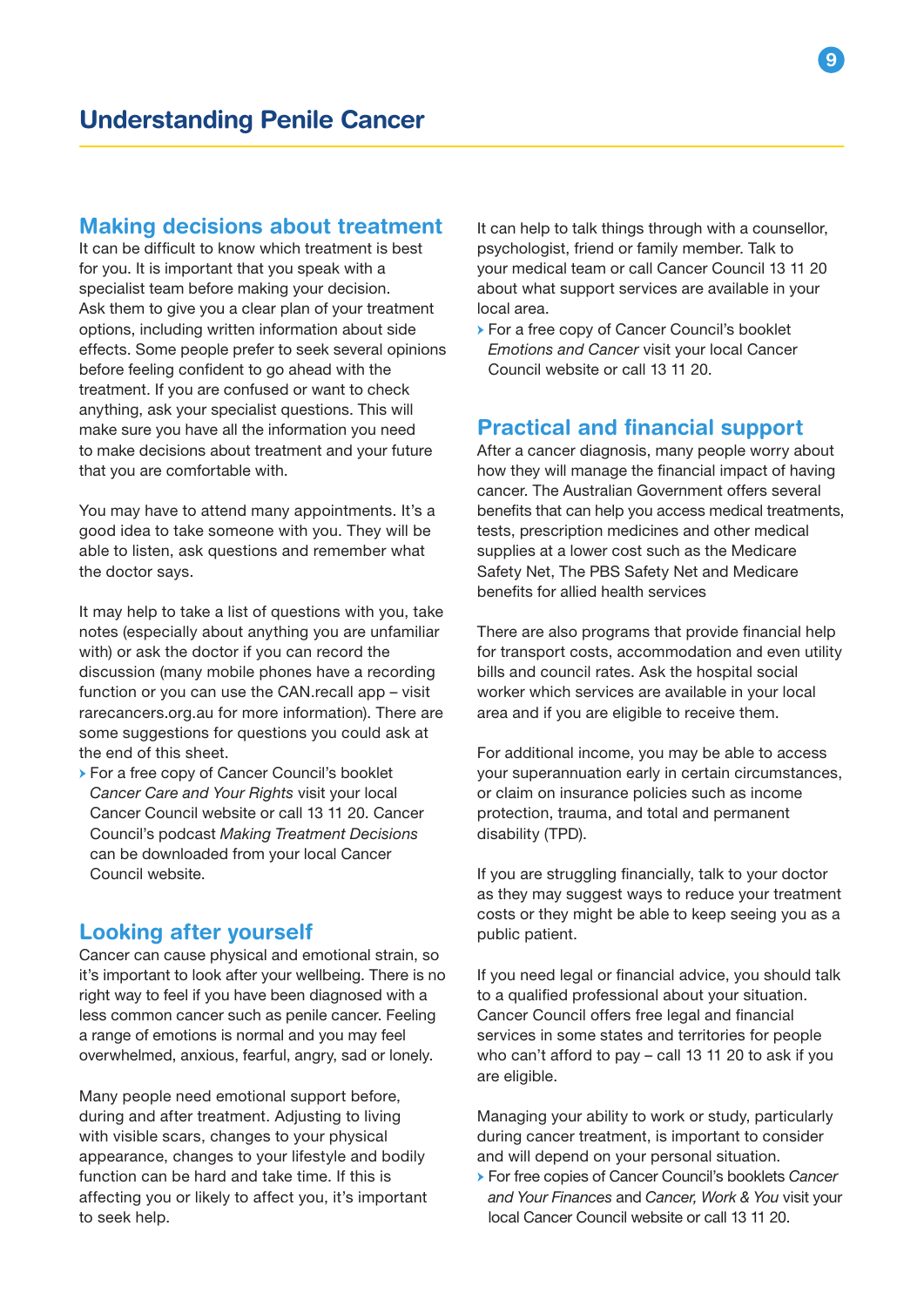## Making decisions about treatment

It can be difficult to know which treatment is best for you. It is important that you speak with a specialist team before making your decision. Ask them to give you a clear plan of your treatment options, including written information about side effects. Some people prefer to seek several opinions before feeling confident to go ahead with the treatment. If you are confused or want to check anything, ask your specialist questions. This will make sure you have all the information you need to make decisions about treatment and your future that you are comfortable with.

You may have to attend many appointments. It's a good idea to take someone with you. They will be able to listen, ask questions and remember what the doctor says.

It may help to take a list of questions with you, take notes (especially about anything you are unfamiliar with) or ask the doctor if you can record the discussion (many mobile phones have a recording function or you can use the CAN.recall app – visit rarecancers.org.au for more information). There are some suggestions for questions you could ask at the end of this sheet.

- For a free copy of Cancer Council's booklet *Cancer Care and Your Rights* visit your local Cancer Council website or call 13 11 20. Cancer Council's podcast *Making Treatment Decisions* can be downloaded from your local Cancer Council website.

## Looking after yourself

Cancer can cause physical and emotional strain, so it's important to look after your wellbeing. There is no right way to feel if you have been diagnosed with a less common cancer such as penile cancer. Feeling a range of emotions is normal and you may feel overwhelmed, anxious, fearful, angry, sad or lonely.

Many people need emotional support before, during and after treatment. Adjusting to living with visible scars, changes to your physical appearance, changes to your lifestyle and bodily function can be hard and take time. If this is affecting you or likely to affect you, it's important to seek help.

It can help to talk things through with a counsellor, psychologist, friend or family member. Talk to your medical team or call Cancer Council 13 11 20 about what support services are available in your local area.

- For a free copy of Cancer Council's booklet *Emotions and Cancer* visit your local Cancer Council website or call 13 11 20.

## Practical and financial support

After a cancer diagnosis, many people worry about how they will manage the financial impact of having cancer. The Australian Government offers several benefits that can help you access medical treatments, tests, prescription medicines and other medical supplies at a lower cost such as the Medicare Safety Net, The PBS Safety Net and Medicare benefits for allied health services

There are also programs that provide financial help for transport costs, accommodation and even utility bills and council rates. Ask the hospital social worker which services are available in your local area and if you are eligible to receive them.

For additional income, you may be able to access your superannuation early in certain circumstances, or claim on insurance policies such as income protection, trauma, and total and permanent disability (TPD).

If you are struggling financially, talk to your doctor as they may suggest ways to reduce your treatment costs or they might be able to keep seeing you as a public patient.

If you need legal or financial advice, you should talk to a qualified professional about your situation. Cancer Council offers free legal and financial services in some states and territories for people who can't afford to pay – call 13 11 20 to ask if you are eligible.

Managing your ability to work or study, particularly during cancer treatment, is important to consider and will depend on your personal situation.

- For free copies of Cancer Council's booklets *Cancer and Your Finances* and *Cancer, Work & You* visit your local Cancer Council website or call 13 11 20.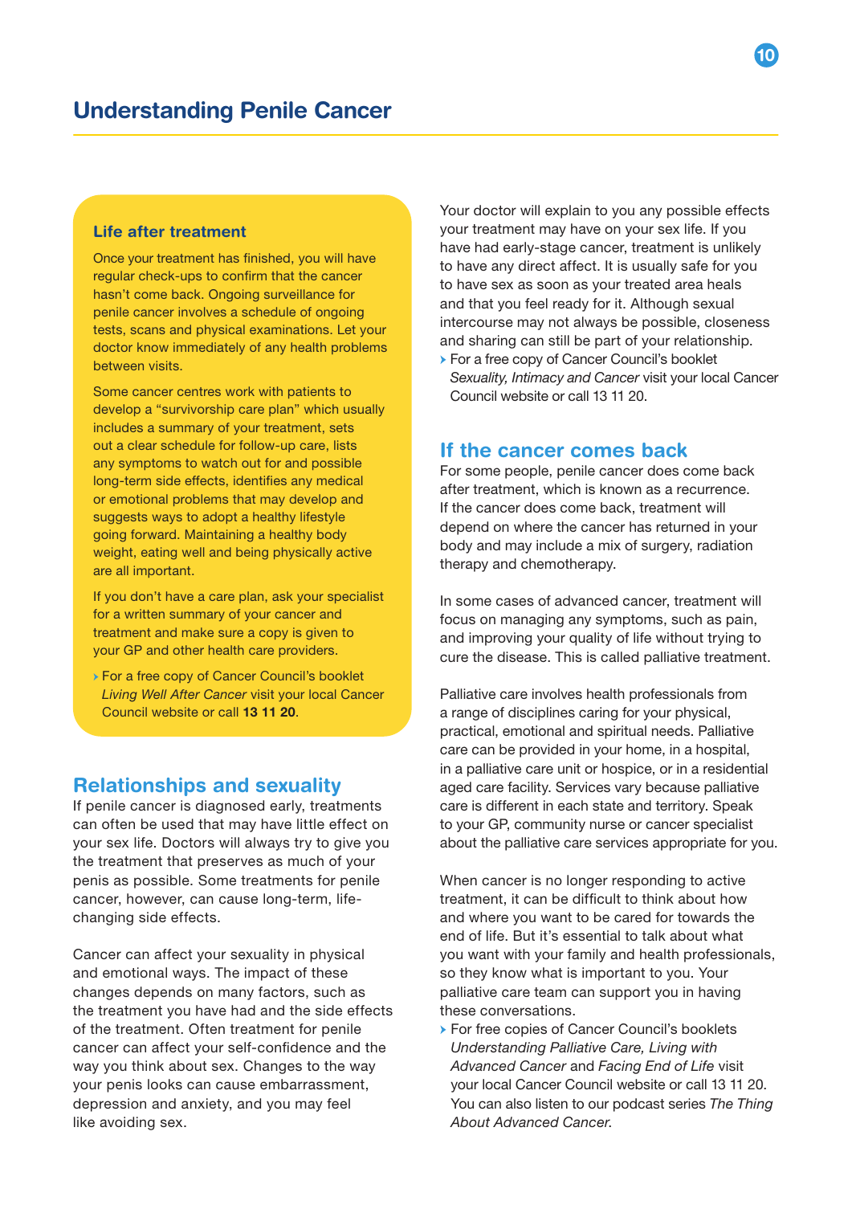## Life after treatment

Once your treatment has finished, you will have regular check-ups to confirm that the cancer hasn't come back. Ongoing surveillance for penile cancer involves a schedule of ongoing tests, scans and physical examinations. Let your doctor know immediately of any health problems between visits.

Some cancer centres work with patients to develop a "survivorship care plan" which usually includes a summary of your treatment, sets out a clear schedule for follow-up care, lists any symptoms to watch out for and possible long-term side effects, identifies any medical or emotional problems that may develop and suggests ways to adopt a healthy lifestyle going forward. Maintaining a healthy body weight, eating well and being physically active are all important.

If you don't have a care plan, ask your specialist for a written summary of your cancer and treatment and make sure a copy is given to your GP and other health care providers.

- For a free copy of Cancer Council's booklet *Living Well After Cancer* visit your local Cancer Council website or call **13 11 20**.

## Relationships and sexuality

If penile cancer is diagnosed early, treatments can often be used that may have little effect on your sex life. Doctors will always try to give you the treatment that preserves as much of your penis as possible. Some treatments for penile cancer, however, can cause long-term, life-changing side effects.

Cancer can affect your sexuality in physical and emotional ways. The impact of these changes depends on many factors, such as the treatment you have had and the side effects of the treatment. Often treatment for penile cancer can affect your self-confidence and the way you think about sex. Changes to the way your penis looks can cause embarrassment, depression and anxiety, and you may feel like avoiding sex.

Your doctor will explain to you any possible effects your treatment may have on your sex life. If you have had early-stage cancer, treatment is unlikely to have any direct affect. It is usually safe for you to have sex as soon as your treated area heals and that you feel ready for it. Although sexual intercourse may not always be possible, closeness and sharing can still be part of your relationship.

- For a free copy of Cancer Council's booklet *Sexuality, Intimacy and Cancer* visit your local Cancer Council website or call 13 11 20.

## If the cancer comes back

For some people, penile cancer does come back after treatment, which is known as a recurrence. If the cancer does come back, treatment will depend on where the cancer has returned in your body and may include a mix of surgery, radiation therapy and chemotherapy.

In some cases of advanced cancer, treatment will focus on managing any symptoms, such as pain, and improving your quality of life without trying to cure the disease. This is called palliative treatment.

Palliative care involves health professionals from a range of disciplines caring for your physical, practical, emotional and spiritual needs. Palliative care can be provided in your home, in a hospital, in a palliative care unit or hospice, or in a residential aged care facility. Services vary because palliative care is different in each state and territory. Speak to your GP, community nurse or cancer specialist about the palliative care services appropriate for you.

When cancer is no longer responding to active treatment, it can be difficult to think about how and where you want to be cared for towards the end of life. But it's essential to talk about what you want with your family and health professionals, so they know what is important to you. Your palliative care team can support you in having these conversations.

- For free copies of Cancer Council's booklets *Understanding Palliative Care, Living with Advanced Cancer* and *Facing End of Life* visit your local Cancer Council website or call 13 11 20. You can also listen to our podcast series *The Thing About Advanced Cancer.*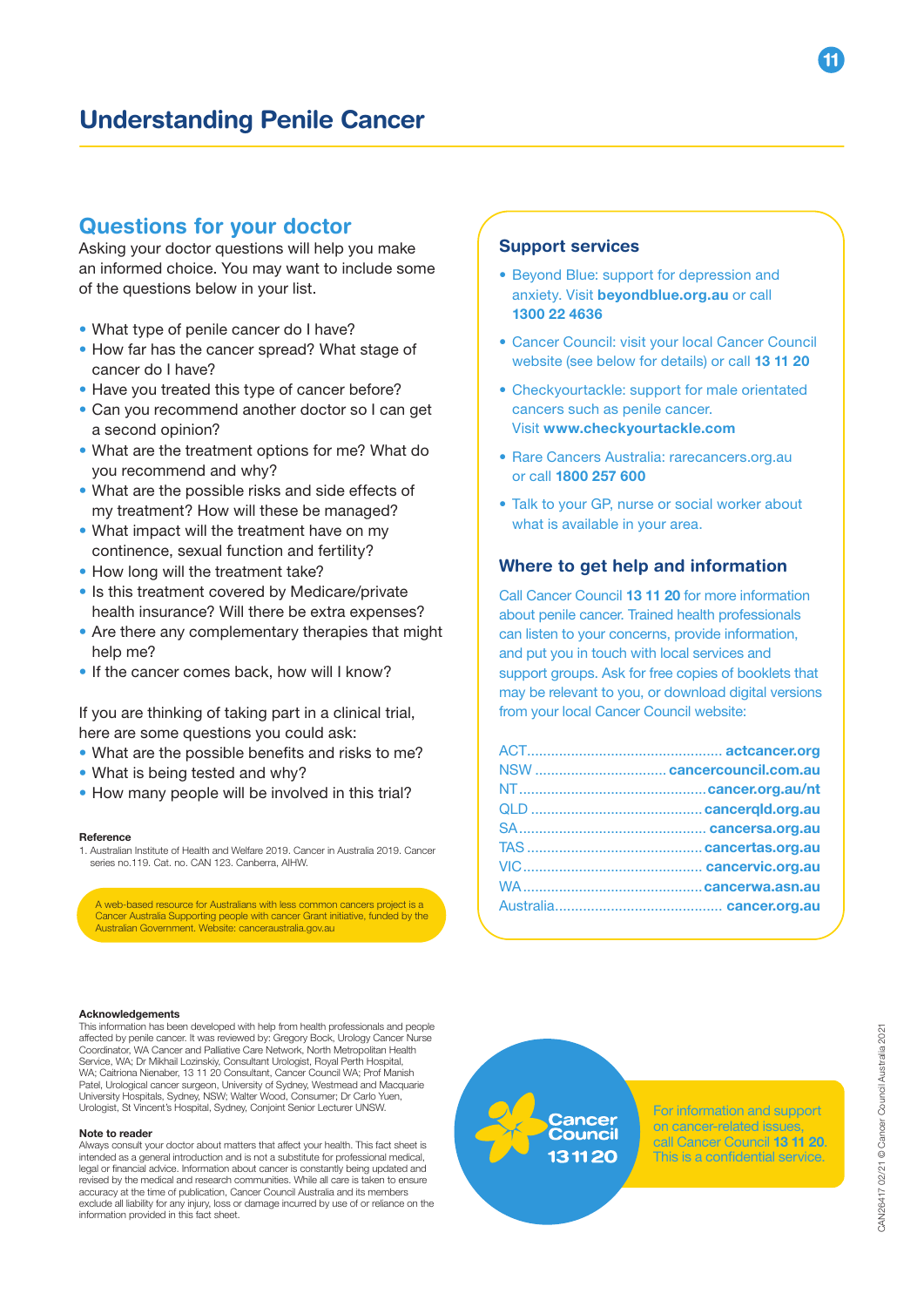# Understanding Penile Cancer

## Questions for your doctor

Asking your doctor questions will help you make an informed choice. You may want to include some of the questions below in your list.

- What type of penile cancer do I have?
- How far has the cancer spread? What stage of cancer do I have?
- Have you treated this type of cancer before?
- Can you recommend another doctor so I can get a second opinion?
- What are the treatment options for me? What do you recommend and why?
- What are the possible risks and side effects of my treatment? How will these be managed?
- What impact will the treatment have on my continence, sexual function and fertility?
- How long will the treatment take?
- Is this treatment covered by Medicare/private health insurance? Will there be extra expenses?
- Are there any complementary therapies that might help me?
- If the cancer comes back, how will I know?

If you are thinking of taking part in a clinical trial, here are some questions you could ask:

- What are the possible benefits and risks to me?
- What is being tested and why?
- How many people will be involved in this trial?

#### Reference

1. Australian Institute of Health and Welfare 2019. Cancer in Australia 2019. Cancer series no.119. Cat. no. CAN 123. Canberra, AIHW.

A web-based resource for Australians with less common cancers project is a Cancer Australia Supporting people with cancer Grant initiative, funded by the Australian Government. Website: canceraustralia.gov.au

### Support services

- Beyond Blue: support for depression and anxiety. Visit **beyondblue.org.au** or call **1300 22 4636**
- Cancer Council: visit your local Cancer Council website (see below for details) or call **13 11 20**
- Checkyourtackle: support for male orientated cancers such as penile cancer. Visit **www.checkyourtackle.com**
- Rare Cancers Australia: rarecancers.org.au or call **1800 257 600**
- Talk to your GP, nurse or social worker about what is available in your area.

### Where to get help and information

Call Cancer Council **13 11 20** for more information about penile cancer. Trained health professionals can listen to your concerns, provide information, and put you in touch with local services and support groups. Ask for free copies of booklets that may be relevant to you, or download digital versions from your local Cancer Council website:

ACT ........ **actcancer.org**
NSW ........ **cancercouncil.com.au**
NT ........ **cancer.org.au/nt**
QLD ........ **cancerqld.org.au**
SA ........ **cancersa.org.au**
TAS ........ **cancertas.org.au**
VIC ........ **cancervic.org.au**
WA ........ **cancerwa.asn.au**
Australia ........ **cancer.org.au**

#### Acknowledgements

This information has been developed with help from health professionals and people affected by penile cancer. It was reviewed by: Gregory Bock, Urology Cancer Nurse Coordinator, WA Cancer and Palliative Care Network, North Metropolitan Health Service, WA; Dr Mikhail Lozinskiy, Consultant Urologist, Royal Perth Hospital, WA; Caitriona Nienaber, 13 11 20 Consultant, Cancer Council WA; Prof Manish Patel, Urological cancer surgeon, University of Sydney, Westmead and Macquarie University Hospitals, Sydney, NSW; Walter Wood, Consumer; Dr Carlo Yuen, Urologist, St Vincent's Hospital, Sydney, Conjoint Senior Lecturer UNSW.

#### Note to reader

Always consult your doctor about matters that affect your health. This fact sheet is intended as a general introduction and is not a substitute for professional medical, legal or financial advice. Information about cancer is constantly being updated and revised by the medical and research communities. While all care is taken to ensure accuracy at the time of publication, Cancer Council Australia and its members exclude all liability for any injury, loss or damage incurred by use of or reliance on the information provided in this fact sheet.

Cancer Council 13 11 20

For information and support on cancer-related issues, call Cancer Council **13 11 20**. This is a confidential service.

CAN26417 02/21 © Cancer Council Australia 2021